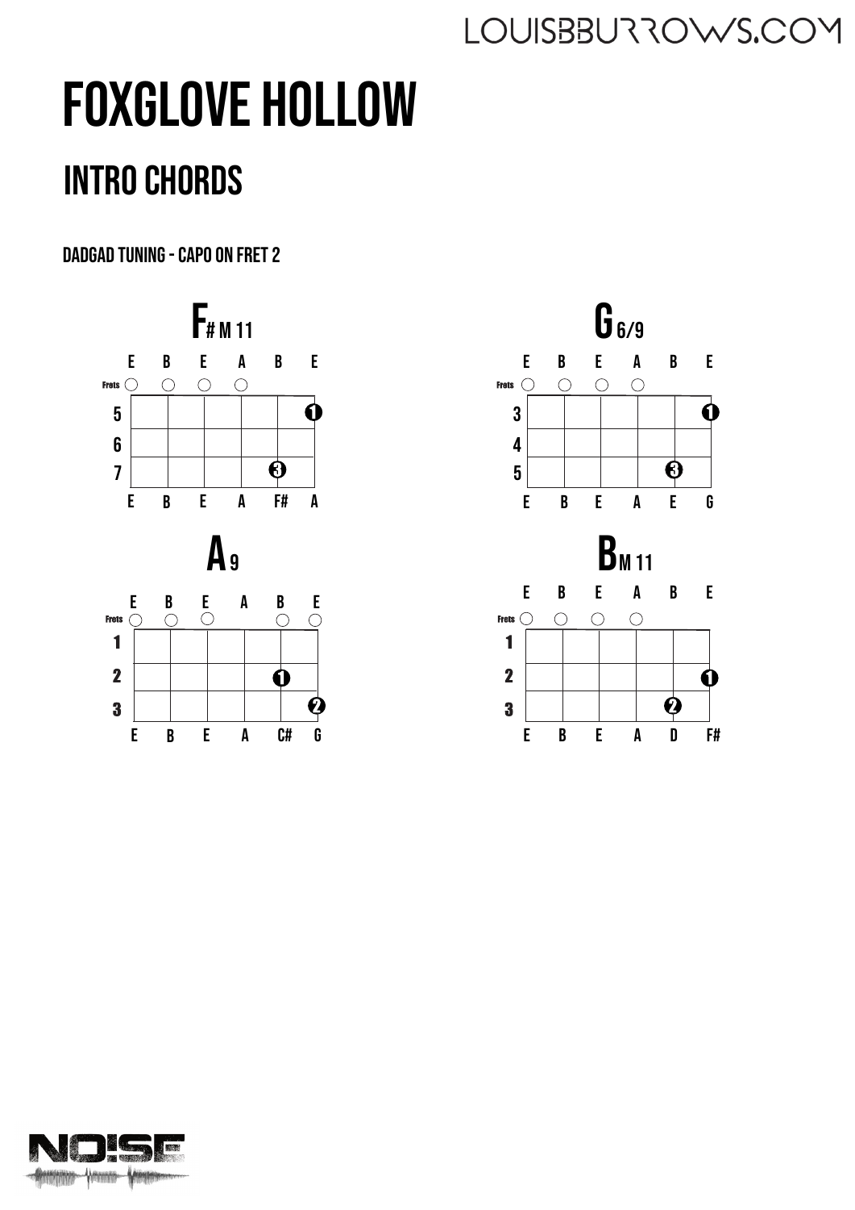# FOXGLOVE HOLLOW

## INTRO CHORDS

DADGAD TUNING - CAPO ON FRET 2

### F# M 11

E B E A B E

Frets ○ ○ ○ ○

5: 1 (E string)
6
7: 3 (B string)

E B E A F# A

### G 6/9

E B E A B E

Frets ○ ○ ○ ○

3: 1 (E string)
4
5: 3 (B string)

E B E A E G

### A 9

E B E A B E

Frets ○ ○ ○ ○ ○

1
2: 1 (B string)
3: 2 (E string)

E B E A C# G

### B M 11

E B E A B E

Frets ○ ○ ○ ○

1
2: 1 (E string)
3: 2 (B string)

E B E A D F#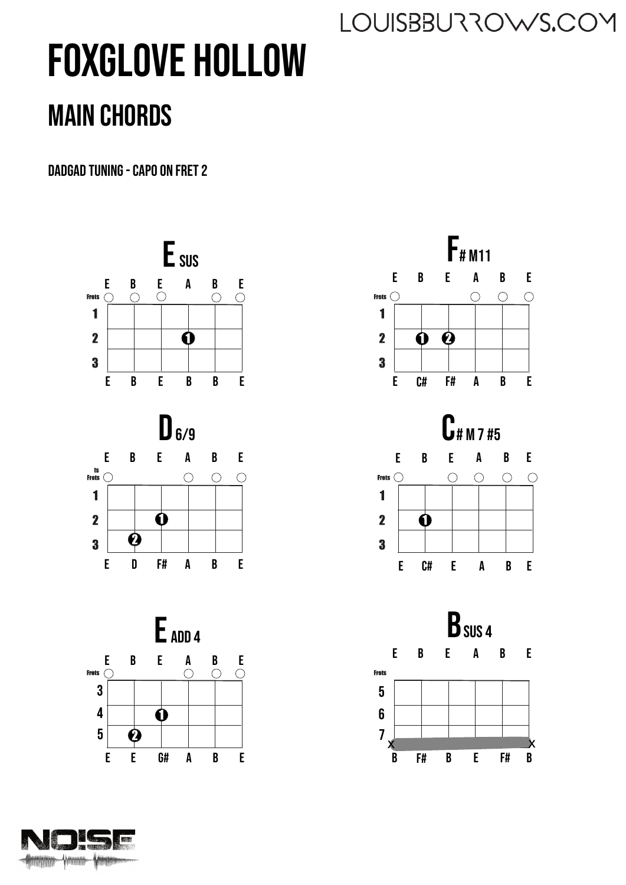# FOXGLOVE HOLLOW

## MAIN CHORDS

DADGAD TUNING - CAPO ON FRET 2

### E SUS

Strings: E B E A B E

Open: E, B, E, B, E

Fret 2: ❶ (A string)

Notes: E B E B B E

### F# M11

Strings: E B E A B E

Open: E, A, B, E

Fret 2: ❶ (B string), ❷ (E string)

Notes: E C# F# A B E

### D 6/9

Strings: E B E A B E

Open: E, A, B, E

Fret 2: ❶ (E string)

Fret 3: ❷ (B string)

Notes: E D F# A B E

### C# M 7 #5

Strings: E B E A B E

Open: E, E, A, B, E

Fret 2: ❶ (B string)

Notes: E C# E A B E

### E ADD 4

Strings: E B E A B E

Open: E, A, B, E

Frets 3–5

Fret 4: ❶ (E string)

Fret 5: ❷ (B string)

Notes: E E G# A B E

### B SUS 4

Strings: E B E A B E

Frets 5–7

Fret 7: barre

Notes: B F# B E F# B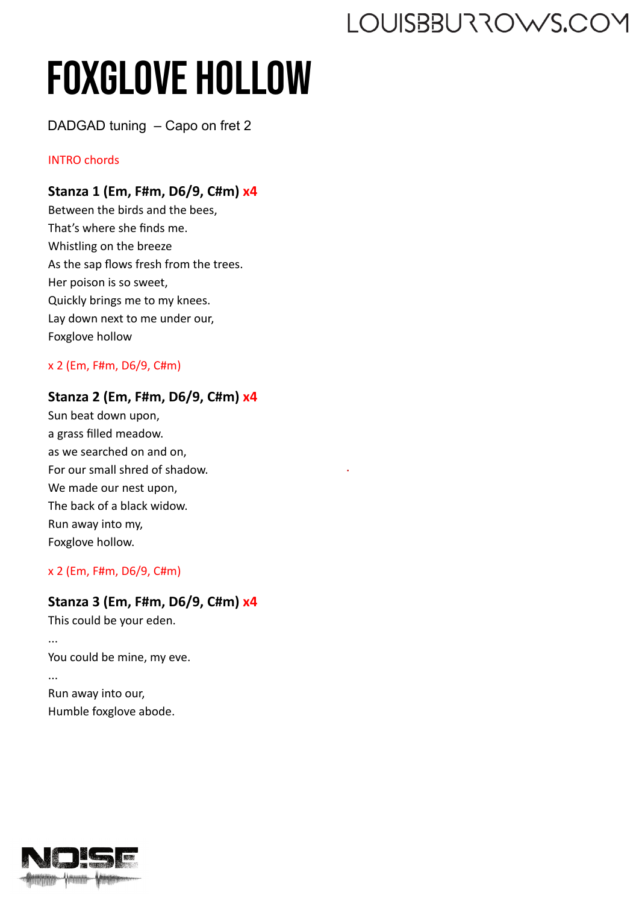# FOXGLOVE HOLLOW

DADGAD tuning – Capo on fret 2

INTRO chords

**Stanza 1 (Em, F#m, D6/9, C#m) x4**

Between the birds and the bees,
That's where she finds me.
Whistling on the breeze
As the sap flows fresh from the trees.
Her poison is so sweet,
Quickly brings me to my knees.
Lay down next to me under our,
Foxglove hollow

x 2 (Em, F#m, D6/9, C#m)

**Stanza 2 (Em, F#m, D6/9, C#m) x4**

Sun beat down upon,
a grass filled meadow.
as we searched on and on,
For our small shred of shadow.
We made our nest upon,
The back of a black widow.
Run away into my,
Foxglove hollow.

x 2 (Em, F#m, D6/9, C#m)

**Stanza 3 (Em, F#m, D6/9, C#m) x4**

This could be your eden.
...
You could be mine, my eve.
...
Run away into our,
Humble foxglove abode.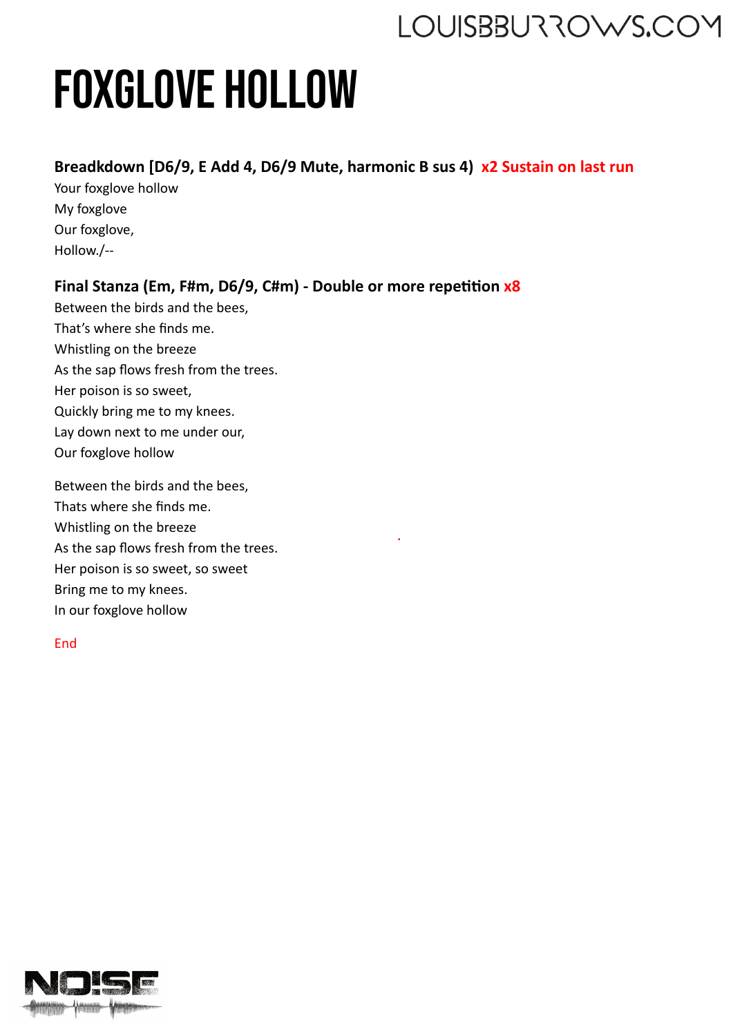# FOXGLOVE HOLLOW

**Breadkdown [D6/9, E Add 4, D6/9 Mute, harmonic B sus 4) x2 Sustain on last run**

Your foxglove hollow
My foxglove
Our foxglove,
Hollow./--

**Final Stanza (Em, F#m, D6/9, C#m) - Double or more repetition x8**

Between the birds and the bees,
That's where she finds me.
Whistling on the breeze
As the sap flows fresh from the trees.
Her poison is so sweet,
Quickly bring me to my knees.
Lay down next to me under our,
Our foxglove hollow

Between the birds and the bees,
Thats where she finds me.
Whistling on the breeze
As the sap flows fresh from the trees.
Her poison is so sweet, so sweet
Bring me to my knees.
In our foxglove hollow

End